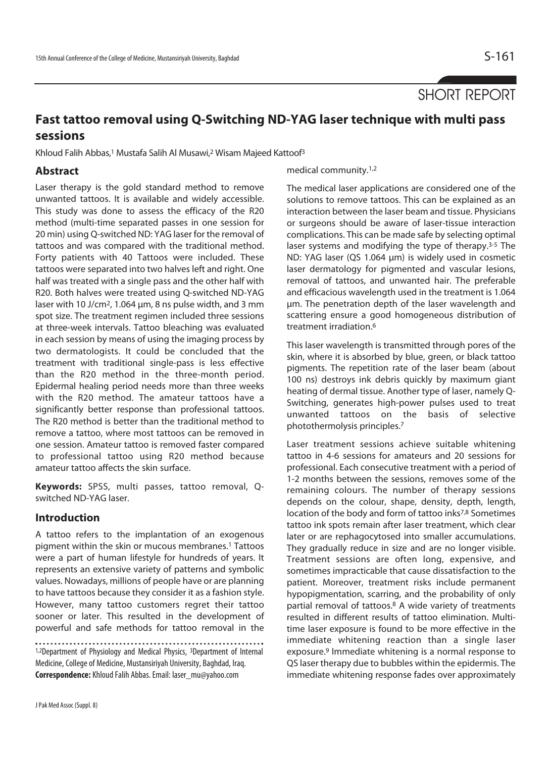SHORT REPORT

# Fast tattoo removal using Q-Switching ND-YAG laser technique with multi pass sessions

Khloud Falih Abbas,[1] Mustafa Salih Al Musawi,[2] Wisam Majeed Kattoof[3]

## Abstract

Laser therapy is the gold standard method to remove unwanted tattoos. It is available and widely accessible. This study was done to assess the efficacy of the R20 method (multi-time separated passes in one session for 20 min) using Q-switched ND: YAG laser for the removal of tattoos and was compared with the traditional method. Forty patients with 40 Tattoos were included. These tattoos were separated into two halves left and right. One half was treated with a single pass and the other half with R20. Both halves were treated using Q-switched ND-YAG laser with 10 J/cm$^2$, 1.064 µm, 8 ns pulse width, and 3 mm spot size. The treatment regimen included three sessions at three-week intervals. Tattoo bleaching was evaluated in each session by means of using the imaging process by two dermatologists. It could be concluded that the treatment with traditional single-pass is less effective than the R20 method in the three-month period. Epidermal healing period needs more than three weeks with the R20 method. The amateur tattoos have a significantly better response than professional tattoos. The R20 method is better than the traditional method to remove a tattoo, where most tattoos can be removed in one session. Amateur tattoo is removed faster compared to professional tattoo using R20 method because amateur tattoo affects the skin surface.

**Keywords:** SPSS, multi passes, tattoo removal, Q-switched ND-YAG laser.

## Introduction

A tattoo refers to the implantation of an exogenous pigment within the skin or mucous membranes.[1] Tattoos were a part of human lifestyle for hundreds of years. It represents an extensive variety of patterns and symbolic values. Nowadays, millions of people have or are planning to have tattoos because they consider it as a fashion style. However, many tattoo customers regret their tattoo sooner or later. This resulted in the development of powerful and safe methods for tattoo removal in the medical community.[1,2]

The medical laser applications are considered one of the solutions to remove tattoos. This can be explained as an interaction between the laser beam and tissue. Physicians or surgeons should be aware of laser-tissue interaction complications. This can be made safe by selecting optimal laser systems and modifying the type of therapy.[3-5] The ND: YAG laser (QS 1.064 µm) is widely used in cosmetic laser dermatology for pigmented and vascular lesions, removal of tattoos, and unwanted hair. The preferable and efficacious wavelength used in the treatment is 1.064 µm. The penetration depth of the laser wavelength and scattering ensure a good homogeneous distribution of treatment irradiation.[6]

This laser wavelength is transmitted through pores of the skin, where it is absorbed by blue, green, or black tattoo pigments. The repetition rate of the laser beam (about 100 ns) destroys ink debris quickly by maximum giant heating of dermal tissue. Another type of laser, namely Q-Switching, generates high-power pulses used to treat unwanted tattoos on the basis of selective photothermolysis principles.[7]

Laser treatment sessions achieve suitable whitening tattoo in 4-6 sessions for amateurs and 20 sessions for professional. Each consecutive treatment with a period of 1-2 months between the sessions, removes some of the remaining colours. The number of therapy sessions depends on the colour, shape, density, depth, length, location of the body and form of tattoo inks[7,8] Sometimes tattoo ink spots remain after laser treatment, which clear later or are rephagocytosed into smaller accumulations. They gradually reduce in size and are no longer visible. Treatment sessions are often long, expensive, and sometimes impracticable that cause dissatisfaction to the patient. Moreover, treatment risks include permanent hypopigmentation, scarring, and the probability of only partial removal of tattoos.[8] A wide variety of treatments resulted in different results of tattoo elimination. Multi-time laser exposure is found to be more effective in the immediate whitening reaction than a single laser exposure.[9] Immediate whitening is a normal response to QS laser therapy due to bubbles within the epidermis. The immediate whitening response fades over approximately

---

[1,2]Department of Physiology and Medical Physics, [3]Department of Internal Medicine, College of Medicine, Mustansiriyah University, Baghdad, Iraq.

**Correspondence:** Khloud Falih Abbas. Email: laser_mu@yahoo.com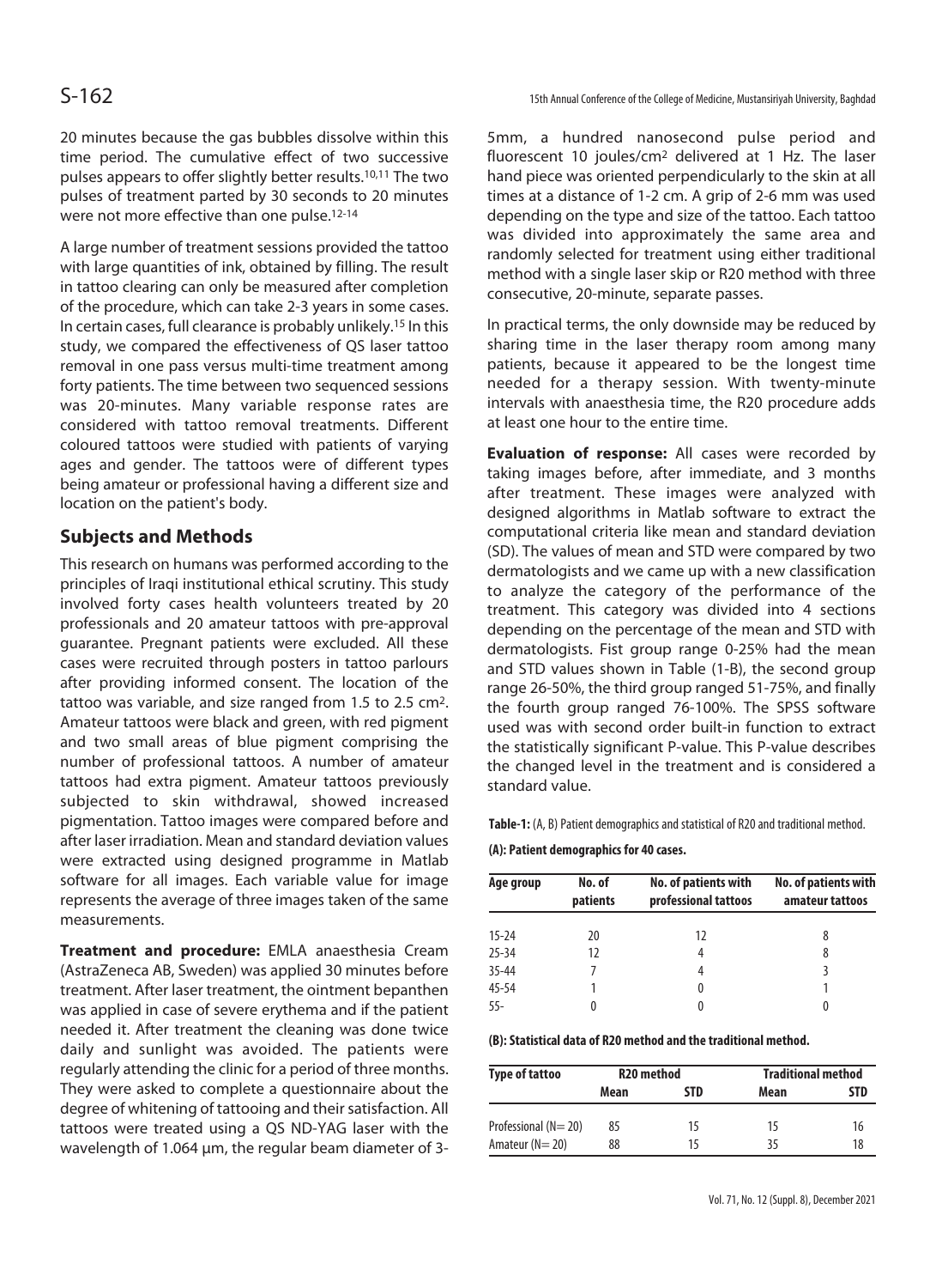20 minutes because the gas bubbles dissolve within this time period. The cumulative effect of two successive pulses appears to offer slightly better results.[10,11] The two pulses of treatment parted by 30 seconds to 20 minutes were not more effective than one pulse.[12-14]

A large number of treatment sessions provided the tattoo with large quantities of ink, obtained by filling. The result in tattoo clearing can only be measured after completion of the procedure, which can take 2-3 years in some cases. In certain cases, full clearance is probably unlikely.[15] In this study, we compared the effectiveness of QS laser tattoo removal in one pass versus multi-time treatment among forty patients. The time between two sequenced sessions was 20-minutes. Many variable response rates are considered with tattoo removal treatments. Different coloured tattoos were studied with patients of varying ages and gender. The tattoos were of different types being amateur or professional having a different size and location on the patient's body.

## Subjects and Methods

This research on humans was performed according to the principles of Iraqi institutional ethical scrutiny. This study involved forty cases health volunteers treated by 20 professionals and 20 amateur tattoos with pre-approval guarantee. Pregnant patients were excluded. All these cases were recruited through posters in tattoo parlours after providing informed consent. The location of the tattoo was variable, and size ranged from 1.5 to 2.5 cm$^2$. Amateur tattoos were black and green, with red pigment and two small areas of blue pigment comprising the number of professional tattoos. A number of amateur tattoos had extra pigment. Amateur tattoos previously subjected to skin withdrawal, showed increased pigmentation. Tattoo images were compared before and after laser irradiation. Mean and standard deviation values were extracted using designed programme in Matlab software for all images. Each variable value for image represents the average of three images taken of the same measurements.

**Treatment and procedure:** EMLA anaesthesia Cream (AstraZeneca AB, Sweden) was applied 30 minutes before treatment. After laser treatment, the ointment bepanthen was applied in case of severe erythema and if the patient needed it. After treatment the cleaning was done twice daily and sunlight was avoided. The patients were regularly attending the clinic for a period of three months. They were asked to complete a questionnaire about the degree of whitening of tattooing and their satisfaction. All tattoos were treated using a QS ND-YAG laser with the wavelength of 1.064 µm, the regular beam diameter of 3-5mm, a hundred nanosecond pulse period and fluorescent 10 joules/cm$^2$ delivered at 1 Hz. The laser hand piece was oriented perpendicularly to the skin at all times at a distance of 1-2 cm. A grip of 2-6 mm was used depending on the type and size of the tattoo. Each tattoo was divided into approximately the same area and randomly selected for treatment using either traditional method with a single laser skip or R20 method with three consecutive, 20-minute, separate passes.

In practical terms, the only downside may be reduced by sharing time in the laser therapy room among many patients, because it appeared to be the longest time needed for a therapy session. With twenty-minute intervals with anaesthesia time, the R20 procedure adds at least one hour to the entire time.

**Evaluation of response:** All cases were recorded by taking images before, after immediate, and 3 months after treatment. These images were analyzed with designed algorithms in Matlab software to extract the computational criteria like mean and standard deviation (SD). The values of mean and STD were compared by two dermatologists and we came up with a new classification to analyze the category of the performance of the treatment. This category was divided into 4 sections depending on the percentage of the mean and STD with dermatologists. Fist group range 0-25% had the mean and STD values shown in Table (1-B), the second group range 26-50%, the third group ranged 51-75%, and finally the fourth group ranged 76-100%. The SPSS software used was with second order built-in function to extract the statistically significant P-value. This P-value describes the changed level in the treatment and is considered a standard value.

**Table-1:** (A, B) Patient demographics and statistical of R20 and traditional method.

**(A): Patient demographics for 40 cases.**

| Age group | No. of patients | No. of patients with professional tattoos | No. of patients with amateur tattoos |
|---|---|---|---|
| 15-24 | 20 | 12 | 8 |
| 25-34 | 12 | 4 | 8 |
| 35-44 | 7 | 4 | 3 |
| 45-54 | 1 | 0 | 1 |
| 55- | 0 | 0 | 0 |

**(B): Statistical data of R20 method and the traditional method.**

| Type of tattoo | R20 method | | Traditional method | |
|---|---|---|---|---|
| | Mean | STD | Mean | STD |
| Professional (N= 20) | 85 | 15 | 15 | 16 |
| Amateur (N= 20) | 88 | 15 | 35 | 18 |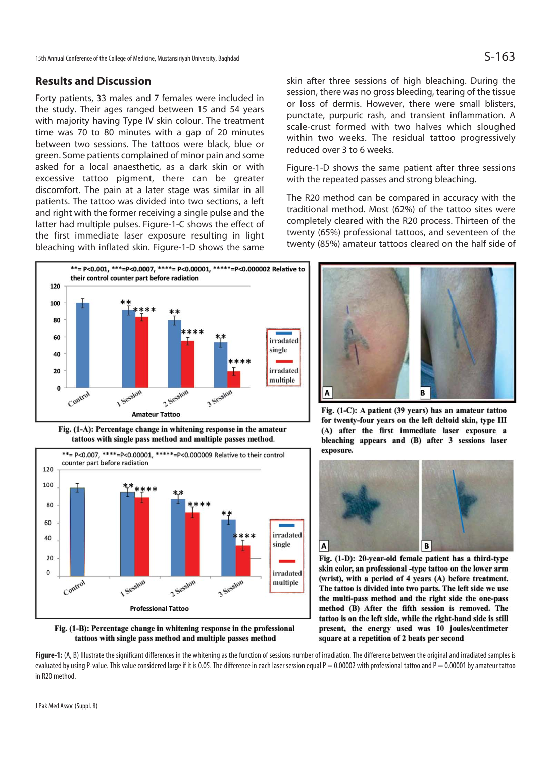## Results and Discussion

Forty patients, 33 males and 7 females were included in the study. Their ages ranged between 15 and 54 years with majority having Type IV skin colour. The treatment time was 70 to 80 minutes with a gap of 20 minutes between two sessions. The tattoos were black, blue or green. Some patients complained of minor pain and some asked for a local anaesthetic, as a dark skin or with excessive tattoo pigment, there can be greater discomfort. The pain at a later stage was similar in all patients. The tattoo was divided into two sections, a left and right with the former receiving a single pulse and the latter had multiple pulses. Figure-1-C shows the effect of the first immediate laser exposure resulting in light bleaching with inflated skin. Figure-1-D shows the same skin after three sessions of high bleaching. During the session, there was no gross bleeding, tearing of the tissue or loss of dermis. However, there were small blisters, punctate, purpuric rash, and transient inflammation. A scale-crust formed with two halves which sloughed within two weeks. The residual tattoo progressively reduced over 3 to 6 weeks.

Figure-1-D shows the same patient after three sessions with the repeated passes and strong bleaching.

The R20 method can be compared in accuracy with the traditional method. Most (62%) of the tattoo sites were completely cleared with the R20 process. Thirteen of the twenty (65%) professional tattoos, and seventeen of the twenty (85%) amateur tattoos cleared on the half side of

**Fig. (1-A): Percentage change in whitening response in the amateur tattoos with single pass method and multiple passes method.**

**Fig. (1-B): Percentage change in whitening response in the professional tattoos with single pass method and multiple passes method**

**Fig. (1-C): A patient (39 years) has an amateur tattoo for twenty-four years on the left deltoid skin, type III (A) after the first immediate laser exposure a bleaching appears and (B) after 3 sessions laser exposure.**

**Fig. (1-D): 20-year-old female patient has a third-type skin color, an professional -type tattoo on the lower arm (wrist), with a period of 4 years (A) before treatment. The tattoo is divided into two parts. The left side we use the multi-pass method and the right side the one-pass method (B) After the fifth session is removed. The tattoo is on the left side, while the right-hand side is still present, the energy used was 10 joules/centimeter square at a repetition of 2 beats per second**

**Figure-1:** (A, B) Illustrate the significant differences in the whitening as the function of sessions number of irradiation. The difference between the original and irradiated samples is evaluated by using P-value. This value considered large if it is 0.05. The difference in each laser session equal P = 0.00002 with professional tattoo and P = 0.00001 by amateur tattoo in R20 method.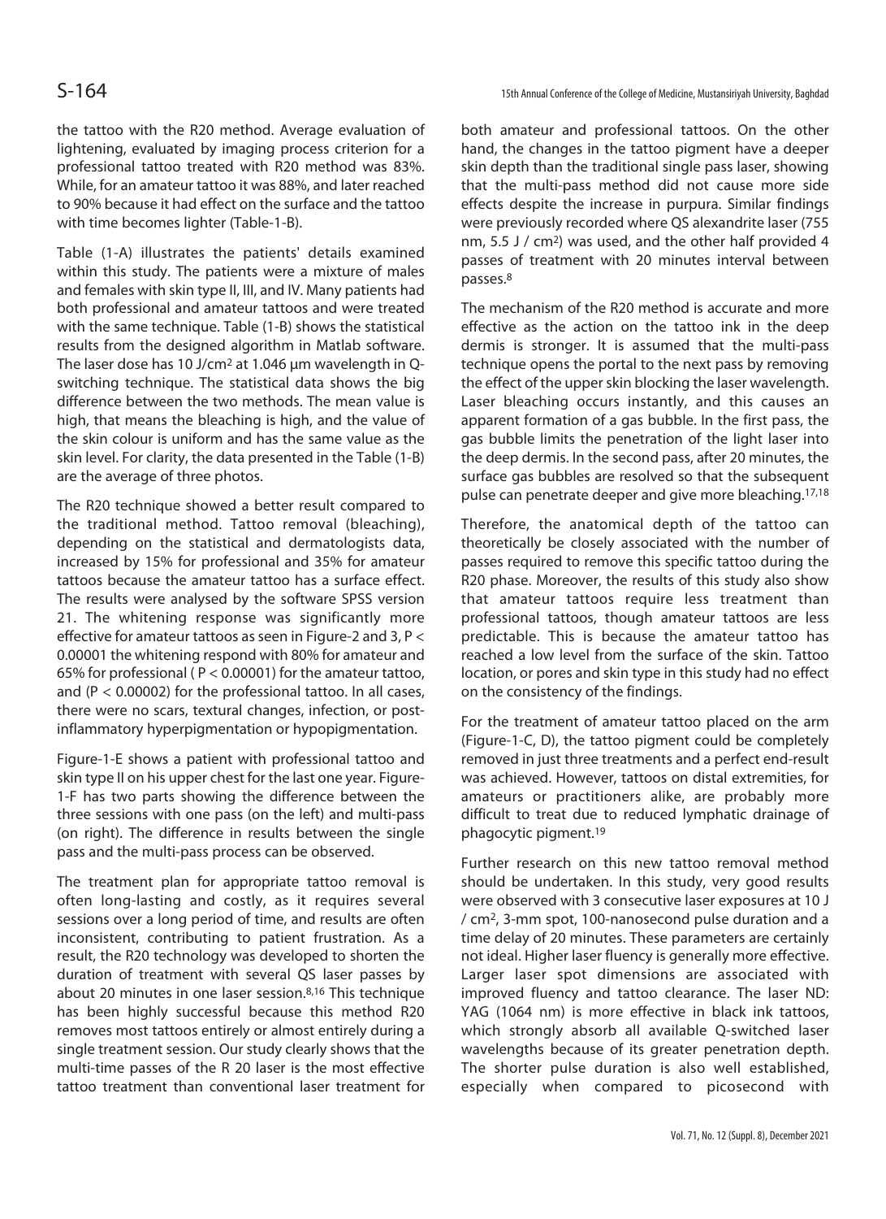the tattoo with the R20 method. Average evaluation of lightening, evaluated by imaging process criterion for a professional tattoo treated with R20 method was 83%. While, for an amateur tattoo it was 88%, and later reached to 90% because it had effect on the surface and the tattoo with time becomes lighter (Table-1-B).

Table (1-A) illustrates the patients' details examined within this study. The patients were a mixture of males and females with skin type II, III, and IV. Many patients had both professional and amateur tattoos and were treated with the same technique. Table (1-B) shows the statistical results from the designed algorithm in Matlab software. The laser dose has 10 J/cm$^2$ at 1.046 µm wavelength in Q-switching technique. The statistical data shows the big difference between the two methods. The mean value is high, that means the bleaching is high, and the value of the skin colour is uniform and has the same value as the skin level. For clarity, the data presented in the Table (1-B) are the average of three photos.

The R20 technique showed a better result compared to the traditional method. Tattoo removal (bleaching), depending on the statistical and dermatologists data, increased by 15% for professional and 35% for amateur tattoos because the amateur tattoo has a surface effect. The results were analysed by the software SPSS version 21. The whitening response was significantly more effective for amateur tattoos as seen in Figure-2 and 3, $P < 0.00001$ the whitening respond with 80% for amateur and 65% for professional ( $P < 0.00001$) for the amateur tattoo, and ($P < 0.00002$) for the professional tattoo. In all cases, there were no scars, textural changes, infection, or post-inflammatory hyperpigmentation or hypopigmentation.

Figure-1-E shows a patient with professional tattoo and skin type II on his upper chest for the last one year. Figure-1-F has two parts showing the difference between the three sessions with one pass (on the left) and multi-pass (on right). The difference in results between the single pass and the multi-pass process can be observed.

The treatment plan for appropriate tattoo removal is often long-lasting and costly, as it requires several sessions over a long period of time, and results are often inconsistent, contributing to patient frustration. As a result, the R20 technology was developed to shorten the duration of treatment with several QS laser passes by about 20 minutes in one laser session.[8,16] This technique has been highly successful because this method R20 removes most tattoos entirely or almost entirely during a single treatment session. Our study clearly shows that the multi-time passes of the R 20 laser is the most effective tattoo treatment than conventional laser treatment for both amateur and professional tattoos. On the other hand, the changes in the tattoo pigment have a deeper skin depth than the traditional single pass laser, showing that the multi-pass method did not cause more side effects despite the increase in purpura. Similar findings were previously recorded where QS alexandrite laser (755 nm, 5.5 J / cm$^2$) was used, and the other half provided 4 passes of treatment with 20 minutes interval between passes.[8]

The mechanism of the R20 method is accurate and more effective as the action on the tattoo ink in the deep dermis is stronger. It is assumed that the multi-pass technique opens the portal to the next pass by removing the effect of the upper skin blocking the laser wavelength. Laser bleaching occurs instantly, and this causes an apparent formation of a gas bubble. In the first pass, the gas bubble limits the penetration of the light laser into the deep dermis. In the second pass, after 20 minutes, the surface gas bubbles are resolved so that the subsequent pulse can penetrate deeper and give more bleaching.[17,18]

Therefore, the anatomical depth of the tattoo can theoretically be closely associated with the number of passes required to remove this specific tattoo during the R20 phase. Moreover, the results of this study also show that amateur tattoos require less treatment than professional tattoos, though amateur tattoos are less predictable. This is because the amateur tattoo has reached a low level from the surface of the skin. Tattoo location, or pores and skin type in this study had no effect on the consistency of the findings.

For the treatment of amateur tattoo placed on the arm (Figure-1-C, D), the tattoo pigment could be completely removed in just three treatments and a perfect end-result was achieved. However, tattoos on distal extremities, for amateurs or practitioners alike, are probably more difficult to treat due to reduced lymphatic drainage of phagocytic pigment.[19]

Further research on this new tattoo removal method should be undertaken. In this study, very good results were observed with 3 consecutive laser exposures at 10 J / cm$^2$, 3-mm spot, 100-nanosecond pulse duration and a time delay of 20 minutes. These parameters are certainly not ideal. Higher laser fluency is generally more effective. Larger laser spot dimensions are associated with improved fluency and tattoo clearance. The laser ND: YAG (1064 nm) is more effective in black ink tattoos, which strongly absorb all available Q-switched laser wavelengths because of its greater penetration depth. The shorter pulse duration is also well established, especially when compared to picosecond with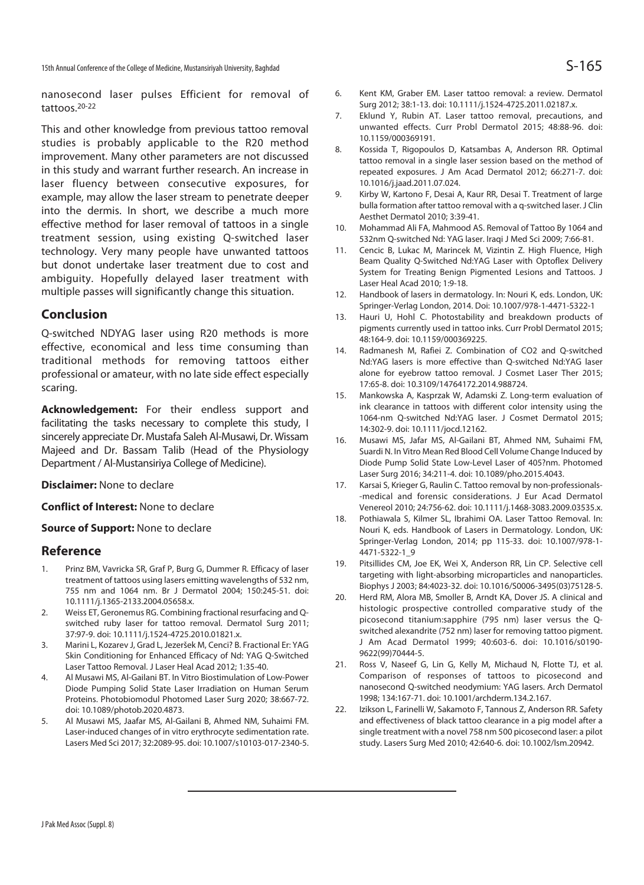nanosecond laser pulses Efficient for removal of tattoos.[20-22]

This and other knowledge from previous tattoo removal studies is probably applicable to the R20 method improvement. Many other parameters are not discussed in this study and warrant further research. An increase in laser fluency between consecutive exposures, for example, may allow the laser stream to penetrate deeper into the dermis. In short, we describe a much more effective method for laser removal of tattoos in a single treatment session, using existing Q-switched laser technology. Very many people have unwanted tattoos but donot undertake laser treatment due to cost and ambiguity. Hopefully delayed laser treatment with multiple passes will significantly change this situation.

## Conclusion

Q-switched NDYAG laser using R20 methods is more effective, economical and less time consuming than traditional methods for removing tattoos either professional or amateur, with no late side effect especially scaring.

**Acknowledgement:** For their endless support and facilitating the tasks necessary to complete this study, I sincerely appreciate Dr. Mustafa Saleh Al-Musawi, Dr. Wissam Majeed and Dr. Bassam Talib (Head of the Physiology Department / Al-Mustansiriya College of Medicine).

**Disclaimer:** None to declare

**Conflict of Interest:** None to declare

**Source of Support:** None to declare

## Reference

1. Prinz BM, Vavricka SR, Graf P, Burg G, Dummer R. Efficacy of laser treatment of tattoos using lasers emitting wavelengths of 532 nm, 755 nm and 1064 nm. Br J Dermatol 2004; 150:245-51. doi: 10.1111/j.1365-2133.2004.05658.x.
2. Weiss ET, Geronemus RG. Combining fractional resurfacing and Q-switched ruby laser for tattoo removal. Dermatol Surg 2011; 37:97-9. doi: 10.1111/j.1524-4725.2010.01821.x.
3. Marini L, Kozarev J, Grad L, Jezeršek M, Cenci? B. Fractional Er: YAG Skin Conditioning for Enhanced Efficacy of Nd: YAG Q-Switched Laser Tattoo Removal. J Laser Heal Acad 2012; 1:35-40.
4. Al Musawi MS, Al-Gailani BT. In Vitro Biostimulation of Low-Power Diode Pumping Solid State Laser Irradiation on Human Serum Proteins. Photobiomodul Photomed Laser Surg 2020; 38:667-72. doi: 10.1089/photob.2020.4873.
5. Al Musawi MS, Jaafar MS, Al-Gailani B, Ahmed NM, Suhaimi FM. Laser-induced changes of in vitro erythrocyte sedimentation rate. Lasers Med Sci 2017; 32:2089-95. doi: 10.1007/s10103-017-2340-5.
6. Kent KM, Graber EM. Laser tattoo removal: a review. Dermatol Surg 2012; 38:1-13. doi: 10.1111/j.1524-4725.2011.02187.x.
7. Eklund Y, Rubin AT. Laser tattoo removal, precautions, and unwanted effects. Curr Probl Dermatol 2015; 48:88-96. doi: 10.1159/000369191.
8. Kossida T, Rigopoulos D, Katsambas A, Anderson RR. Optimal tattoo removal in a single laser session based on the method of repeated exposures. J Am Acad Dermatol 2012; 66:271-7. doi: 10.1016/j.jaad.2011.07.024.
9. Kirby W, Kartono F, Desai A, Kaur RR, Desai T. Treatment of large bulla formation after tattoo removal with a q-switched laser. J Clin Aesthet Dermatol 2010; 3:39-41.
10. Mohammad Ali FA, Mahmood AS. Removal of Tattoo By 1064 and 532nm Q-switched Nd: YAG laser. Iraqi J Med Sci 2009; 7:66-81.
11. Cencic B, Lukac M, Marincek M, Vizintin Z. High Fluence, High Beam Quality Q-Switched Nd:YAG Laser with Optoflex Delivery System for Treating Benign Pigmented Lesions and Tattoos. J Laser Heal Acad 2010; 1:9-18.
12. Handbook of lasers in dermatology. In: Nouri K, eds. London, UK: Springer-Verlag London, 2014. Doi: 10.1007/978-1-4471-5322-1
13. Hauri U, Hohl C. Photostability and breakdown products of pigments currently used in tattoo inks. Curr Probl Dermatol 2015; 48:164-9. doi: 10.1159/000369225.
14. Radmanesh M, Rafiei Z. Combination of CO2 and Q-switched Nd:YAG lasers is more effective than Q-switched Nd:YAG laser alone for eyebrow tattoo removal. J Cosmet Laser Ther 2015; 17:65-8. doi: 10.3109/14764172.2014.988724.
15. Mankowska A, Kasprzak W, Adamski Z. Long-term evaluation of ink clearance in tattoos with different color intensity using the 1064-nm Q-switched Nd:YAG laser. J Cosmet Dermatol 2015; 14:302-9. doi: 10.1111/jocd.12162.
16. Musawi MS, Jafar MS, Al-Gailani BT, Ahmed NM, Suhaimi FM, Suardi N. In Vitro Mean Red Blood Cell Volume Change Induced by Diode Pump Solid State Low-Level Laser of 405?nm. Photomed Laser Surg 2016; 34:211-4. doi: 10.1089/pho.2015.4043.
17. Karsai S, Krieger G, Raulin C. Tattoo removal by non-professionals--medical and forensic considerations. J Eur Acad Dermatol Venereol 2010; 24:756-62. doi: 10.1111/j.1468-3083.2009.03535.x.
18. Pothiawala S, Kilmer SL, Ibrahimi OA. Laser Tattoo Removal. In: Nouri K, eds. Handbook of Lasers in Dermatology. London, UK: Springer-Verlag London, 2014; pp 115-33. doi: 10.1007/978-1-4471-5322-1_9
19. Pitsillides CM, Joe EK, Wei X, Anderson RR, Lin CP. Selective cell targeting with light-absorbing microparticles and nanoparticles. Biophys J 2003; 84:4023-32. doi: 10.1016/S0006-3495(03)75128-5.
20. Herd RM, Alora MB, Smoller B, Arndt KA, Dover JS. A clinical and histologic prospective controlled comparative study of the picosecond titanium:sapphire (795 nm) laser versus the Q-switched alexandrite (752 nm) laser for removing tattoo pigment. J Am Acad Dermatol 1999; 40:603-6. doi: 10.1016/s0190-9622(99)70444-5.
21. Ross V, Naseef G, Lin G, Kelly M, Michaud N, Flotte TJ, et al. Comparison of responses of tattoos to picosecond and nanosecond Q-switched neodymium: YAG lasers. Arch Dermatol 1998; 134:167-71. doi: 10.1001/archderm.134.2.167.
22. Izikson L, Farinelli W, Sakamoto F, Tannous Z, Anderson RR. Safety and effectiveness of black tattoo clearance in a pig model after a single treatment with a novel 758 nm 500 picosecond laser: a pilot study. Lasers Surg Med 2010; 42:640-6. doi: 10.1002/lsm.20942.